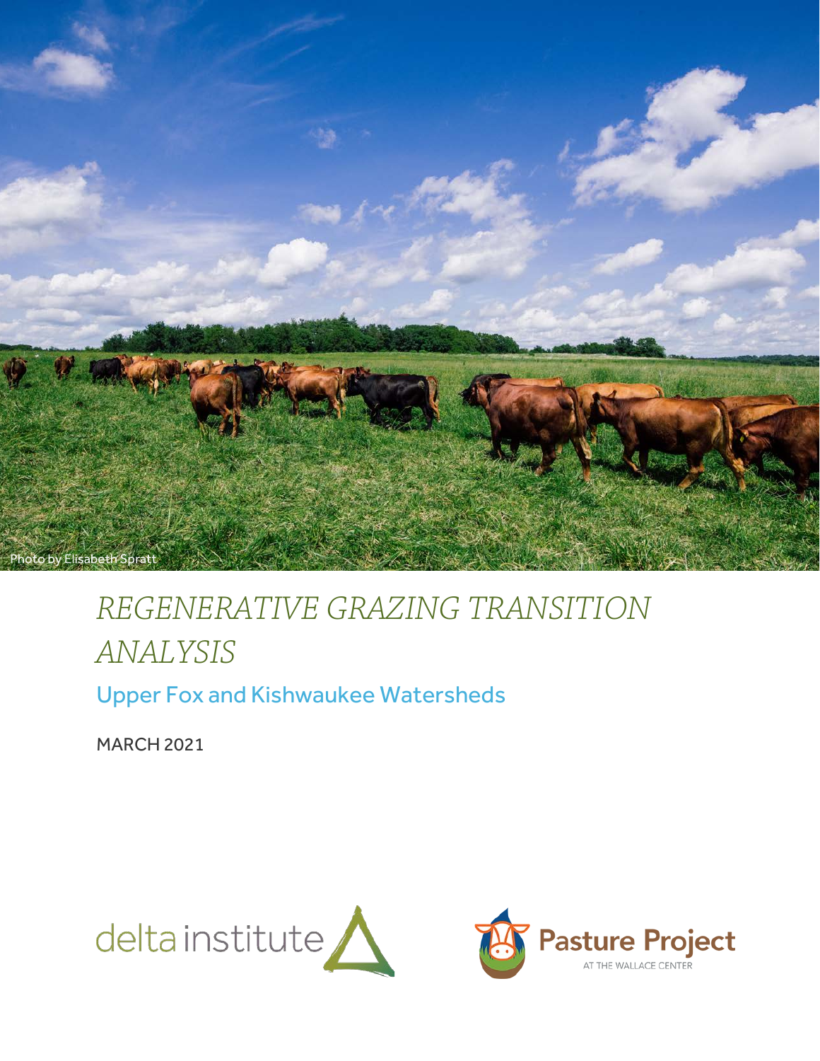Photo by Elisabeth Spratt

# *REGENERATIVE GRAZING TRANSITION ANALYSIS*

## Upper Fox and Kishwaukee Watersheds

MARCH 2021

delta institute

Pasture Project

AT THE WALLACE CENTER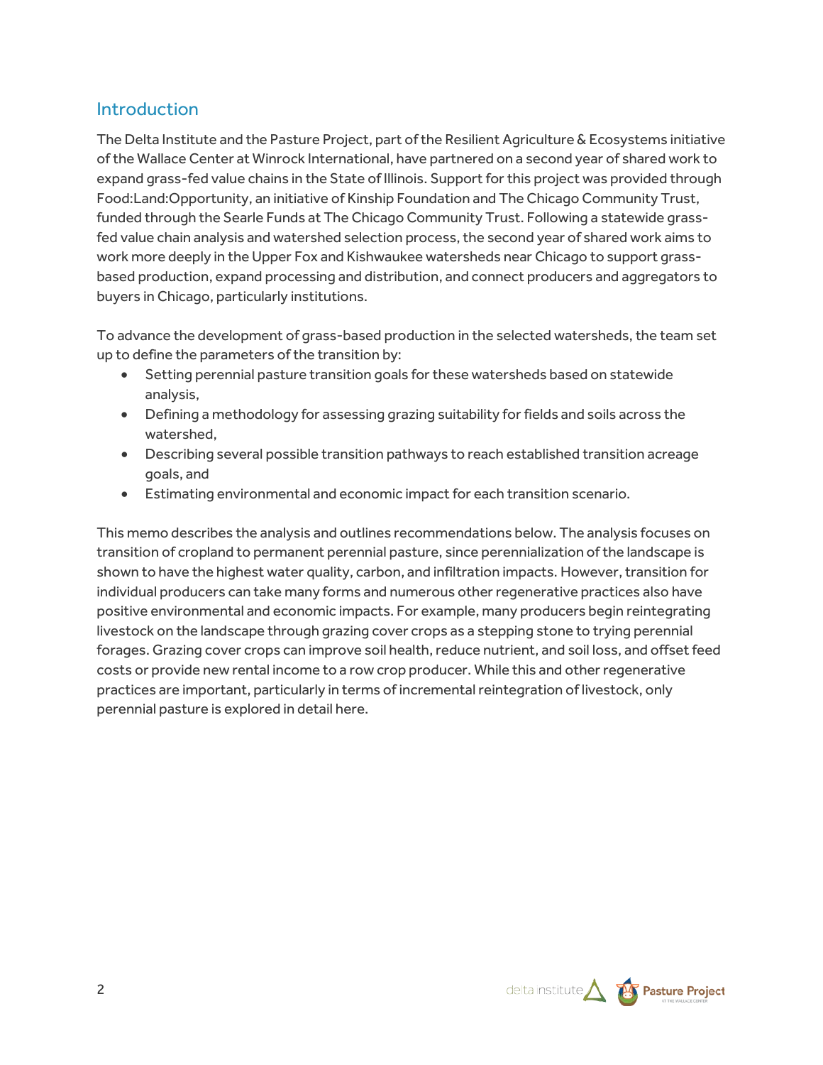## Introduction

The Delta Institute and the Pasture Project, part of the Resilient Agriculture & Ecosystems initiative of the Wallace Center at Winrock International, have partnered on a second year of shared work to expand grass-fed value chains in the State of Illinois. Support for this project was provided through Food:Land:Opportunity, an initiative of Kinship Foundation and The Chicago Community Trust, funded through the Searle Funds at The Chicago Community Trust. Following a statewide grass-fed value chain analysis and watershed selection process, the second year of shared work aims to work more deeply in the Upper Fox and Kishwaukee watersheds near Chicago to support grass-based production, expand processing and distribution, and connect producers and aggregators to buyers in Chicago, particularly institutions.

To advance the development of grass-based production in the selected watersheds, the team set up to define the parameters of the transition by:

- Setting perennial pasture transition goals for these watersheds based on statewide analysis,
- Defining a methodology for assessing grazing suitability for fields and soils across the watershed,
- Describing several possible transition pathways to reach established transition acreage goals, and
- Estimating environmental and economic impact for each transition scenario.

This memo describes the analysis and outlines recommendations below. The analysis focuses on transition of cropland to permanent perennial pasture, since perennialization of the landscape is shown to have the highest water quality, carbon, and infiltration impacts. However, transition for individual producers can take many forms and numerous other regenerative practices also have positive environmental and economic impacts. For example, many producers begin reintegrating livestock on the landscape through grazing cover crops as a stepping stone to trying perennial forages. Grazing cover crops can improve soil health, reduce nutrient, and soil loss, and offset feed costs or provide new rental income to a row crop producer. While this and other regenerative practices are important, particularly in terms of incremental reintegration of livestock, only perennial pasture is explored in detail here.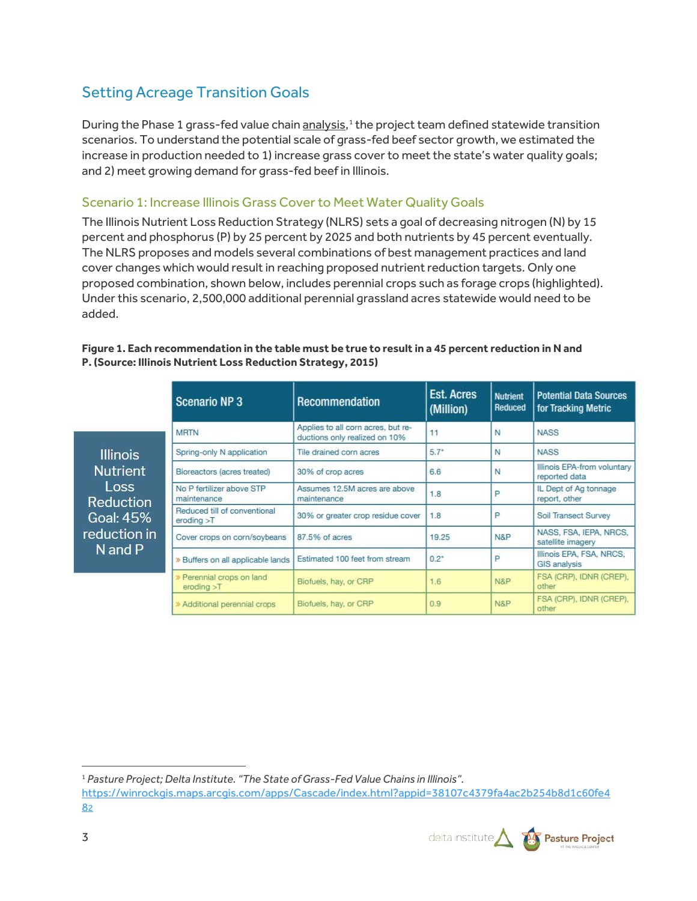## Setting Acreage Transition Goals

During the Phase 1 grass-fed value chain analysis,[1] the project team defined statewide transition scenarios. To understand the potential scale of grass-fed beef sector growth, we estimated the increase in production needed to 1) increase grass cover to meet the state's water quality goals; and 2) meet growing demand for grass-fed beef in Illinois.

### Scenario 1: Increase Illinois Grass Cover to Meet Water Quality Goals

The Illinois Nutrient Loss Reduction Strategy (NLRS) sets a goal of decreasing nitrogen (N) by 15 percent and phosphorus (P) by 25 percent by 2025 and both nutrients by 45 percent eventually. The NLRS proposes and models several combinations of best management practices and land cover changes which would result in reaching proposed nutrient reduction targets. Only one proposed combination, shown below, includes perennial crops such as forage crops (highlighted). Under this scenario, 2,500,000 additional perennial grassland acres statewide would need to be added.

**Figure 1. Each recommendation in the table must be true to result in a 45 percent reduction in N and P. (Source: Illinois Nutrient Loss Reduction Strategy, 2015)**

Illinois Nutrient Loss Reduction Goal: 45% reduction in N and P

| Scenario NP 3 | Recommendation | Est. Acres (Million) | Nutrient Reduced | Potential Data Sources for Tracking Metric |
|---|---|---|---|---|
| MRTN | Applies to all corn acres, but reductions only realized on 10% | 11 | N | NASS |
| Spring-only N application | Tile drained corn acres | 5.7* | N | NASS |
| Bioreactors (acres treated) | 30% of crop acres | 6.6 | N | Illinois EPA-from voluntary reported data |
| No P fertilizer above STP maintenance | Assumes 12.5M acres are above maintenance | 1.8 | P | IL Dept of Ag tonnage report, other |
| Reduced till of conventional eroding >T | 30% or greater crop residue cover | 1.8 | P | Soil Transect Survey |
| Cover crops on corn/soybeans | 87.5% of acres | 19.25 | N&P | NASS, FSA, IEPA, NRCS, satellite imagery |
| » Buffers on all applicable lands | Estimated 100 feet from stream | 0.2* | P | Illinois EPA, FSA, NRCS, GIS analysis |
| » Perennial crops on land eroding >T | Biofuels, hay, or CRP | 1.6 | N&P | FSA (CRP), IDNR (CREP), other |
| » Additional perennial crops | Biofuels, hay, or CRP | 0.9 | N&P | FSA (CRP), IDNR (CREP), other |

[1] *Pasture Project; Delta Institute. "The State of Grass-Fed Value Chains in Illinois".* https://winrockgis.maps.arcgis.com/apps/Cascade/index.html?appid=38107c4379fa4ac2b254b8d1c60fe482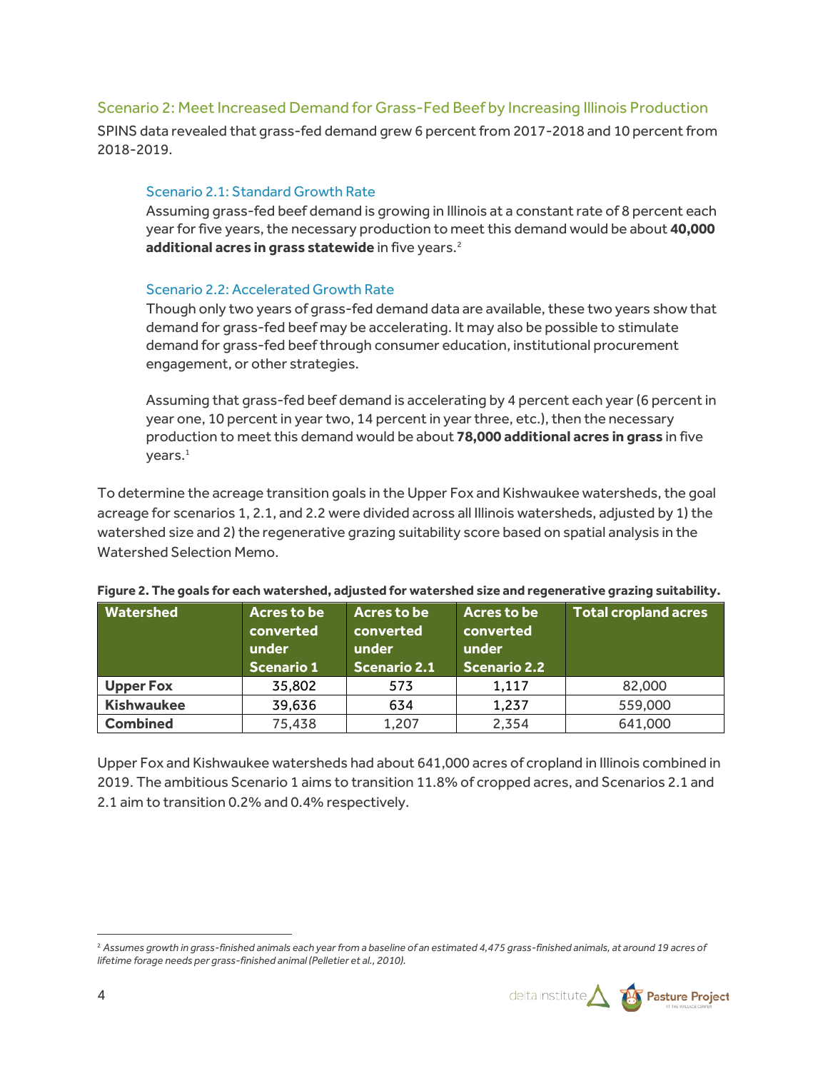### Scenario 2: Meet Increased Demand for Grass-Fed Beef by Increasing Illinois Production

SPINS data revealed that grass-fed demand grew 6 percent from 2017-2018 and 10 percent from 2018-2019.

#### Scenario 2.1: Standard Growth Rate

Assuming grass-fed beef demand is growing in Illinois at a constant rate of 8 percent each year for five years, the necessary production to meet this demand would be about **40,000 additional acres in grass statewide** in five years.[2]

#### Scenario 2.2: Accelerated Growth Rate

Though only two years of grass-fed demand data are available, these two years show that demand for grass-fed beef may be accelerating. It may also be possible to stimulate demand for grass-fed beef through consumer education, institutional procurement engagement, or other strategies.

Assuming that grass-fed beef demand is accelerating by 4 percent each year (6 percent in year one, 10 percent in year two, 14 percent in year three, etc.), then the necessary production to meet this demand would be about **78,000 additional acres in grass** in five years.[1]

To determine the acreage transition goals in the Upper Fox and Kishwaukee watersheds, the goal acreage for scenarios 1, 2.1, and 2.2 were divided across all Illinois watersheds, adjusted by 1) the watershed size and 2) the regenerative grazing suitability score based on spatial analysis in the Watershed Selection Memo.

**Figure 2. The goals for each watershed, adjusted for watershed size and regenerative grazing suitability.**

| Watershed | Acres to be converted under Scenario 1 | Acres to be converted under Scenario 2.1 | Acres to be converted under Scenario 2.2 | Total cropland acres |
|---|---|---|---|---|
| **Upper Fox** | 35,802 | 573 | 1,117 | 82,000 |
| **Kishwaukee** | 39,636 | 634 | 1,237 | 559,000 |
| **Combined** | 75,438 | 1,207 | 2,354 | 641,000 |

Upper Fox and Kishwaukee watersheds had about 641,000 acres of cropland in Illinois combined in 2019. The ambitious Scenario 1 aims to transition 11.8% of cropped acres, and Scenarios 2.1 and 2.1 aim to transition 0.2% and 0.4% respectively.

---

[2] *Assumes growth in grass-finished animals each year from a baseline of an estimated 4,475 grass-finished animals, at around 19 acres of lifetime forage needs per grass-finished animal (Pelletier et al., 2010).*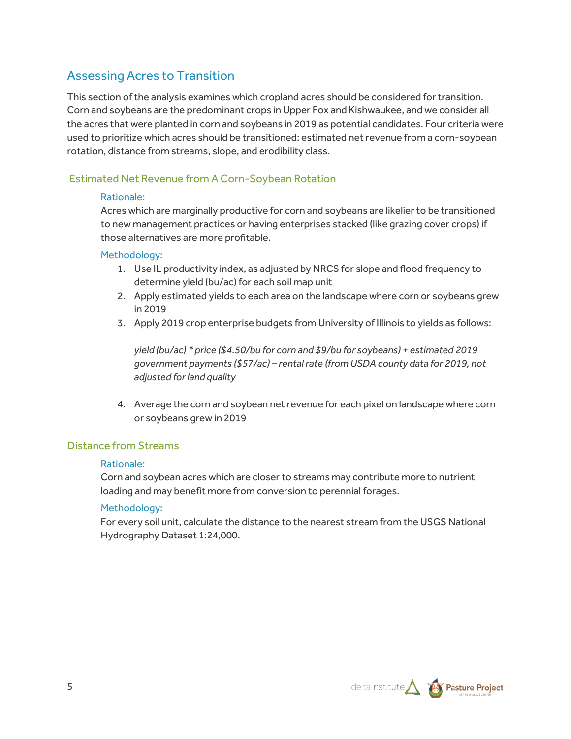## Assessing Acres to Transition

This section of the analysis examines which cropland acres should be considered for transition. Corn and soybeans are the predominant crops in Upper Fox and Kishwaukee, and we consider all the acres that were planted in corn and soybeans in 2019 as potential candidates. Four criteria were used to prioritize which acres should be transitioned: estimated net revenue from a corn-soybean rotation, distance from streams, slope, and erodibility class.

### Estimated Net Revenue from A Corn-Soybean Rotation

#### Rationale:

Acres which are marginally productive for corn and soybeans are likelier to be transitioned to new management practices or having enterprises stacked (like grazing cover crops) if those alternatives are more profitable.

#### Methodology:

1. Use IL productivity index, as adjusted by NRCS for slope and flood frequency to determine yield (bu/ac) for each soil map unit
2. Apply estimated yields to each area on the landscape where corn or soybeans grew in 2019
3. Apply 2019 crop enterprise budgets from University of Illinois to yields as follows:

   *yield (bu/ac) * price ($4.50/bu for corn and $9/bu for soybeans) + estimated 2019 government payments ($57/ac) – rental rate (from USDA county data for 2019, not adjusted for land quality*

4. Average the corn and soybean net revenue for each pixel on landscape where corn or soybeans grew in 2019

### Distance from Streams

#### Rationale:

Corn and soybean acres which are closer to streams may contribute more to nutrient loading and may benefit more from conversion to perennial forages.

#### Methodology:

For every soil unit, calculate the distance to the nearest stream from the USGS National Hydrography Dataset 1:24,000.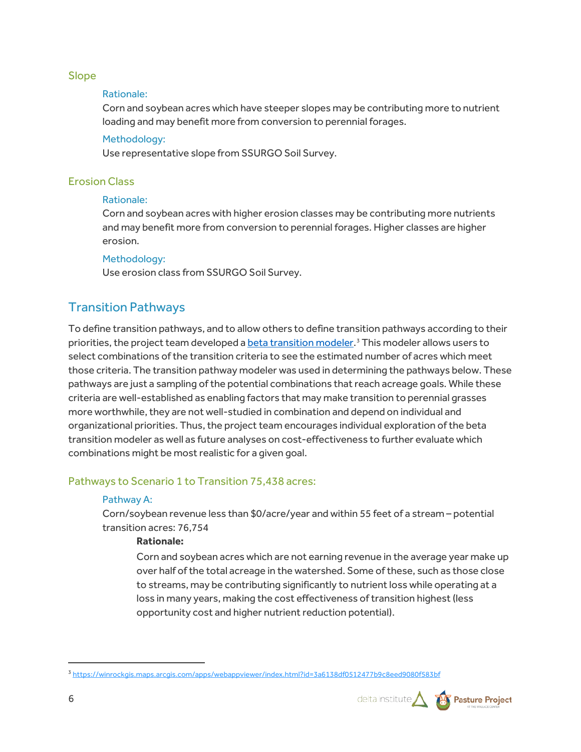### Slope

#### Rationale:

Corn and soybean acres which have steeper slopes may be contributing more to nutrient loading and may benefit more from conversion to perennial forages.

#### Methodology:

Use representative slope from SSURGO Soil Survey.

### Erosion Class

#### Rationale:

Corn and soybean acres with higher erosion classes may be contributing more nutrients and may benefit more from conversion to perennial forages. Higher classes are higher erosion.

#### Methodology:

Use erosion class from SSURGO Soil Survey.

## Transition Pathways

To define transition pathways, and to allow others to define transition pathways according to their priorities, the project team developed a beta transition modeler.[3] This modeler allows users to select combinations of the transition criteria to see the estimated number of acres which meet those criteria. The transition pathway modeler was used in determining the pathways below. These pathways are just a sampling of the potential combinations that reach acreage goals. While these criteria are well-established as enabling factors that may make transition to perennial grasses more worthwhile, they are not well-studied in combination and depend on individual and organizational priorities. Thus, the project team encourages individual exploration of the beta transition modeler as well as future analyses on cost-effectiveness to further evaluate which combinations might be most realistic for a given goal.

### Pathways to Scenario 1 to Transition 75,438 acres:

#### Pathway A:

Corn/soybean revenue less than $0/acre/year and within 55 feet of a stream – potential transition acres: 76,754

**Rationale:**

Corn and soybean acres which are not earning revenue in the average year make up over half of the total acreage in the watershed. Some of these, such as those close to streams, may be contributing significantly to nutrient loss while operating at a loss in many years, making the cost effectiveness of transition highest (less opportunity cost and higher nutrient reduction potential).

---

[3] https://winrockgis.maps.arcgis.com/apps/webappviewer/index.html?id=3a6138df0512477b9c8eed9080f583bf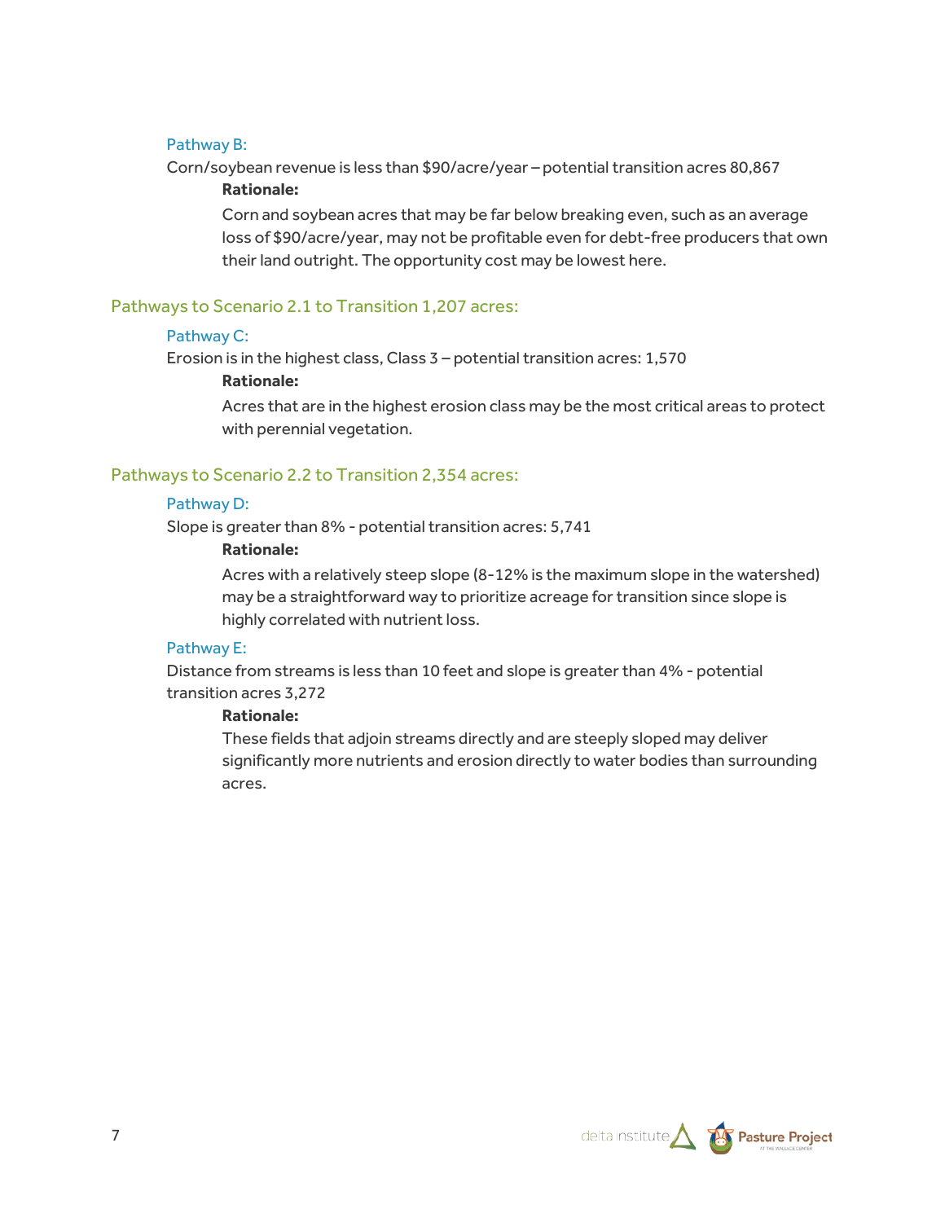#### Pathway B:

Corn/soybean revenue is less than $90/acre/year – potential transition acres 80,867

**Rationale:**

Corn and soybean acres that may be far below breaking even, such as an average loss of $90/acre/year, may not be profitable even for debt-free producers that own their land outright. The opportunity cost may be lowest here.

### Pathways to Scenario 2.1 to Transition 1,207 acres:

#### Pathway C:

Erosion is in the highest class, Class 3 – potential transition acres: 1,570

**Rationale:**

Acres that are in the highest erosion class may be the most critical areas to protect with perennial vegetation.

### Pathways to Scenario 2.2 to Transition 2,354 acres:

#### Pathway D:

Slope is greater than 8% - potential transition acres: 5,741

**Rationale:**

Acres with a relatively steep slope (8-12% is the maximum slope in the watershed) may be a straightforward way to prioritize acreage for transition since slope is highly correlated with nutrient loss.

#### Pathway E:

Distance from streams is less than 10 feet and slope is greater than 4% - potential transition acres 3,272

**Rationale:**

These fields that adjoin streams directly and are steeply sloped may deliver significantly more nutrients and erosion directly to water bodies than surrounding acres.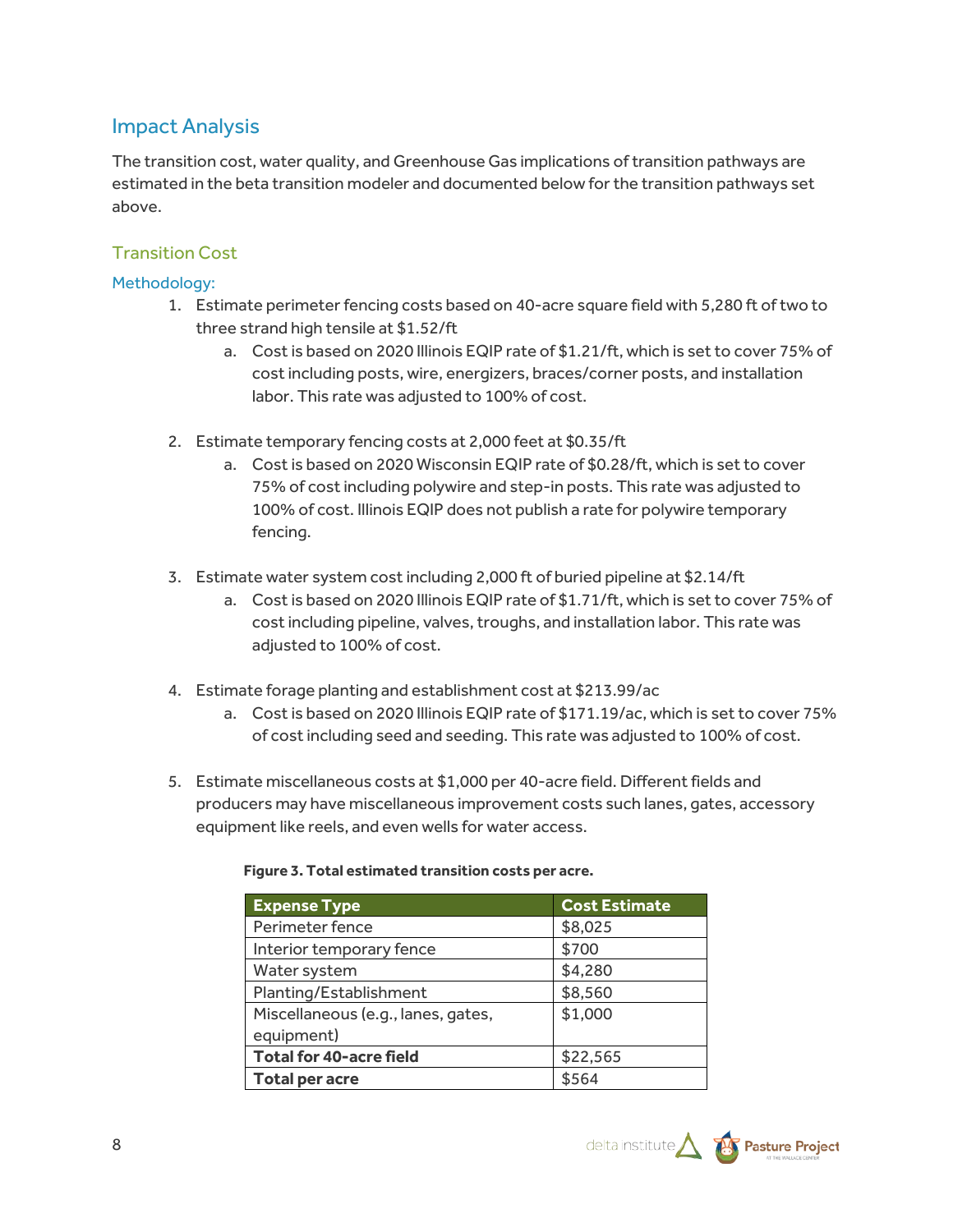## Impact Analysis

The transition cost, water quality, and Greenhouse Gas implications of transition pathways are estimated in the beta transition modeler and documented below for the transition pathways set above.

### Transition Cost

#### Methodology:

1. Estimate perimeter fencing costs based on 40-acre square field with 5,280 ft of two to three strand high tensile at $1.52/ft
   a. Cost is based on 2020 Illinois EQIP rate of $1.21/ft, which is set to cover 75% of cost including posts, wire, energizers, braces/corner posts, and installation labor. This rate was adjusted to 100% of cost.

2. Estimate temporary fencing costs at 2,000 feet at $0.35/ft
   a. Cost is based on 2020 Wisconsin EQIP rate of $0.28/ft, which is set to cover 75% of cost including polywire and step-in posts. This rate was adjusted to 100% of cost. Illinois EQIP does not publish a rate for polywire temporary fencing.

3. Estimate water system cost including 2,000 ft of buried pipeline at $2.14/ft
   a. Cost is based on 2020 Illinois EQIP rate of $1.71/ft, which is set to cover 75% of cost including pipeline, valves, troughs, and installation labor. This rate was adjusted to 100% of cost.

4. Estimate forage planting and establishment cost at $213.99/ac
   a. Cost is based on 2020 Illinois EQIP rate of $171.19/ac, which is set to cover 75% of cost including seed and seeding. This rate was adjusted to 100% of cost.

5. Estimate miscellaneous costs at $1,000 per 40-acre field. Different fields and producers may have miscellaneous improvement costs such lanes, gates, accessory equipment like reels, and even wells for water access.

**Figure 3. Total estimated transition costs per acre.**

| Expense Type | Cost Estimate |
|---|---|
| Perimeter fence | $8,025 |
| Interior temporary fence | $700 |
| Water system | $4,280 |
| Planting/Establishment | $8,560 |
| Miscellaneous (e.g., lanes, gates, equipment) | $1,000 |
| **Total for 40-acre field** | $22,565 |
| **Total per acre** | $564 |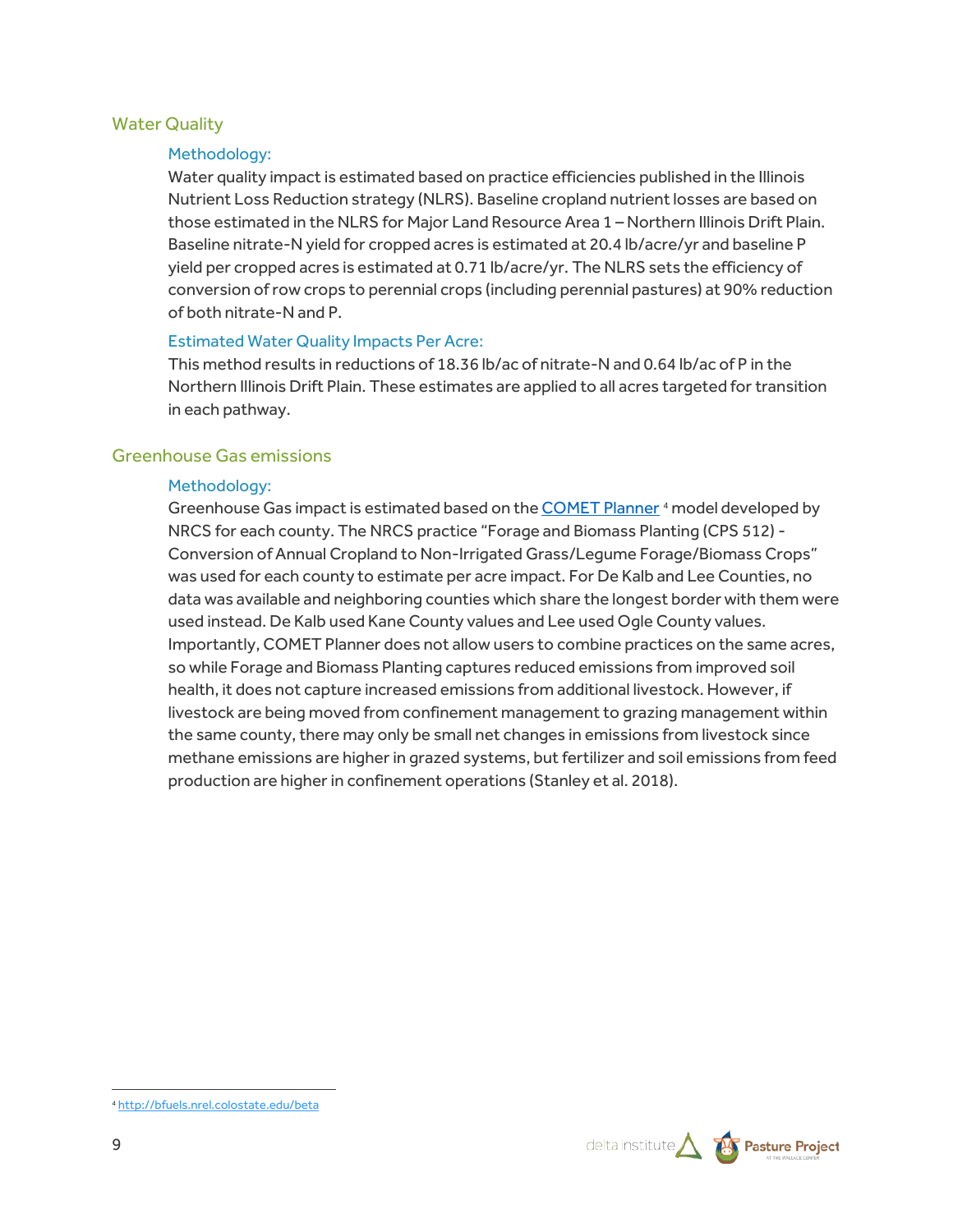## Water Quality

### Methodology:

Water quality impact is estimated based on practice efficiencies published in the Illinois Nutrient Loss Reduction strategy (NLRS). Baseline cropland nutrient losses are based on those estimated in the NLRS for Major Land Resource Area 1 – Northern Illinois Drift Plain. Baseline nitrate-N yield for cropped acres is estimated at 20.4 lb/acre/yr and baseline P yield per cropped acres is estimated at 0.71 lb/acre/yr. The NLRS sets the efficiency of conversion of row crops to perennial crops (including perennial pastures) at 90% reduction of both nitrate-N and P.

### Estimated Water Quality Impacts Per Acre:

This method results in reductions of 18.36 lb/ac of nitrate-N and 0.64 lb/ac of P in the Northern Illinois Drift Plain. These estimates are applied to all acres targeted for transition in each pathway.

## Greenhouse Gas emissions

### Methodology:

Greenhouse Gas impact is estimated based on the [COMET Planner](http://bfuels.nrel.colostate.edu/beta) [4] model developed by NRCS for each county. The NRCS practice "Forage and Biomass Planting (CPS 512) - Conversion of Annual Cropland to Non-Irrigated Grass/Legume Forage/Biomass Crops" was used for each county to estimate per acre impact. For De Kalb and Lee Counties, no data was available and neighboring counties which share the longest border with them were used instead. De Kalb used Kane County values and Lee used Ogle County values. Importantly, COMET Planner does not allow users to combine practices on the same acres, so while Forage and Biomass Planting captures reduced emissions from improved soil health, it does not capture increased emissions from additional livestock. However, if livestock are being moved from confinement management to grazing management within the same county, there may only be small net changes in emissions from livestock since methane emissions are higher in grazed systems, but fertilizer and soil emissions from feed production are higher in confinement operations (Stanley et al. 2018).

---

[4] http://bfuels.nrel.colostate.edu/beta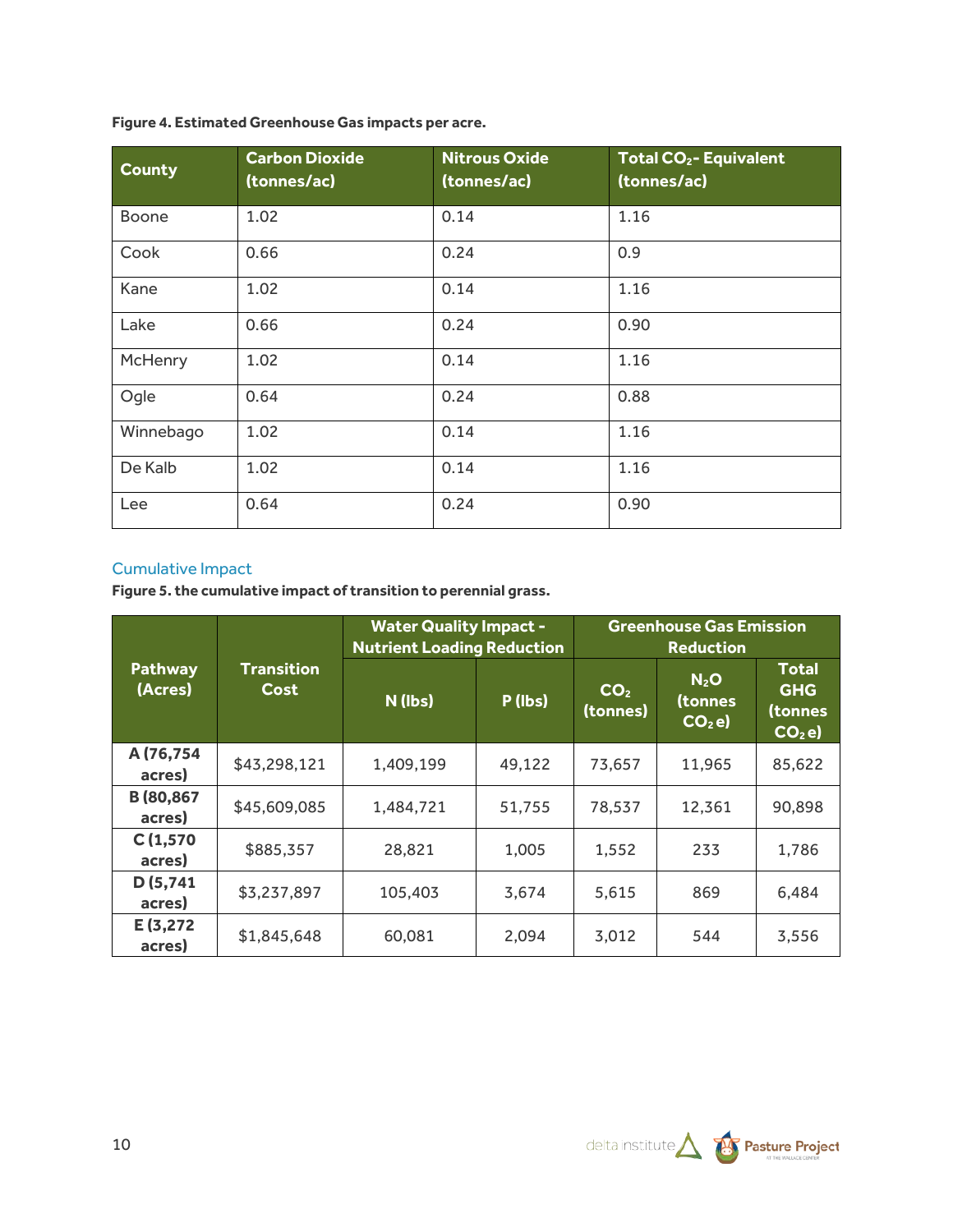**Figure 4. Estimated Greenhouse Gas impacts per acre.**

| County | Carbon Dioxide (tonnes/ac) | Nitrous Oxide (tonnes/ac) | Total $CO_2$- Equivalent (tonnes/ac) |
|---|---|---|---|
| Boone | 1.02 | 0.14 | 1.16 |
| Cook | 0.66 | 0.24 | 0.9 |
| Kane | 1.02 | 0.14 | 1.16 |
| Lake | 0.66 | 0.24 | 0.90 |
| McHenry | 1.02 | 0.14 | 1.16 |
| Ogle | 0.64 | 0.24 | 0.88 |
| Winnebago | 1.02 | 0.14 | 1.16 |
| De Kalb | 1.02 | 0.14 | 1.16 |
| Lee | 0.64 | 0.24 | 0.90 |

## Cumulative Impact

**Figure 5. the cumulative impact of transition to perennial grass.**

| Pathway (Acres) | Transition Cost | Water Quality Impact - Nutrient Loading Reduction | | Greenhouse Gas Emission Reduction | | |
|---|---|---|---|---|---|---|
| | | N (lbs) | P (lbs) | $CO_2$ (tonnes) | $N_2O$ (tonnes $CO_2$ e) | Total GHG (tonnes $CO_2$ e) |
| A (76,754 acres) | $43,298,121 | 1,409,199 | 49,122 | 73,657 | 11,965 | 85,622 |
| B (80,867 acres) | $45,609,085 | 1,484,721 | 51,755 | 78,537 | 12,361 | 90,898 |
| C (1,570 acres) | $885,357 | 28,821 | 1,005 | 1,552 | 233 | 1,786 |
| D (5,741 acres) | $3,237,897 | 105,403 | 3,674 | 5,615 | 869 | 6,484 |
| E (3,272 acres) | $1,845,648 | 60,081 | 2,094 | 3,012 | 544 | 3,556 |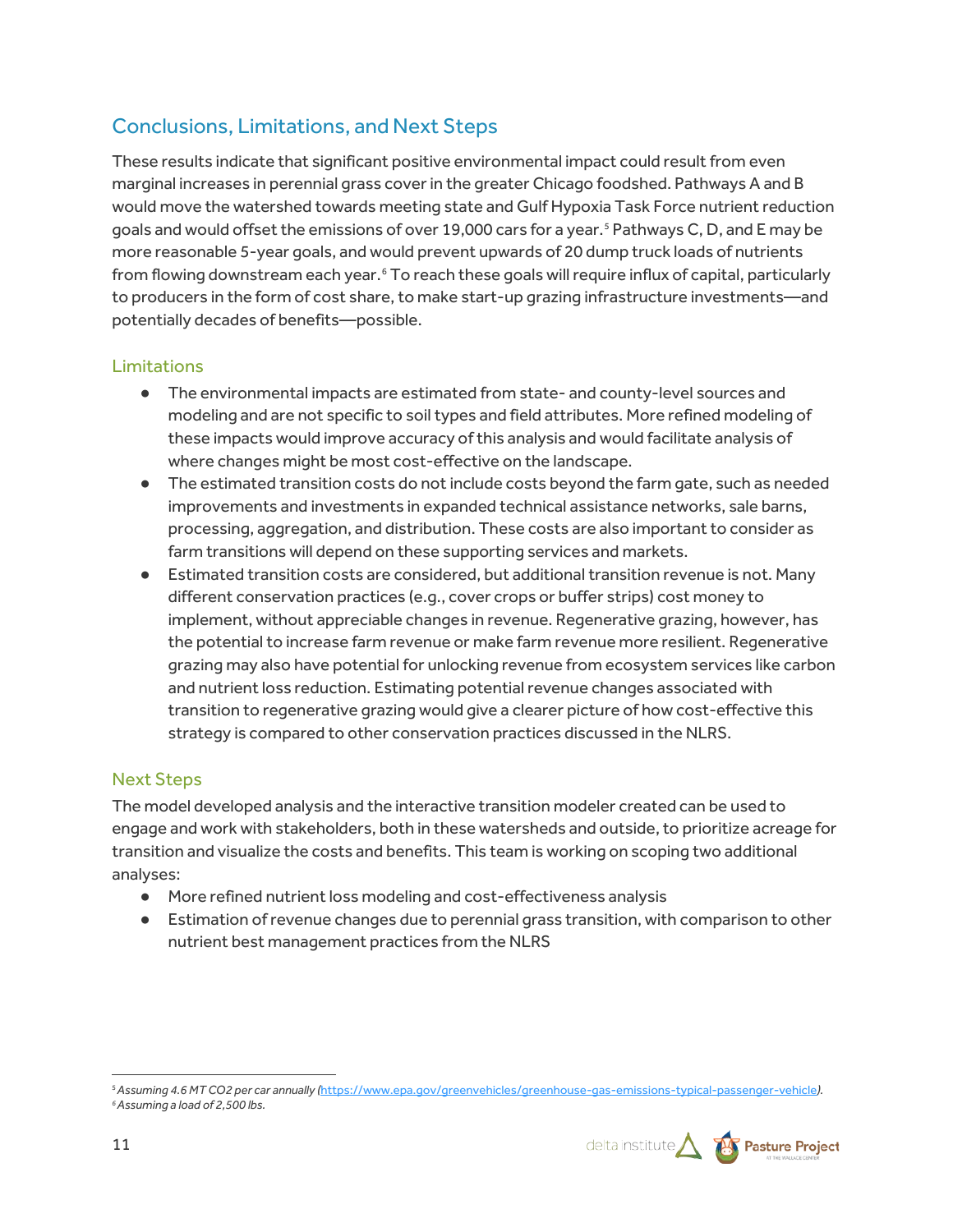## Conclusions, Limitations, and Next Steps

These results indicate that significant positive environmental impact could result from even marginal increases in perennial grass cover in the greater Chicago foodshed. Pathways A and B would move the watershed towards meeting state and Gulf Hypoxia Task Force nutrient reduction goals and would offset the emissions of over 19,000 cars for a year.[5] Pathways C, D, and E may be more reasonable 5-year goals, and would prevent upwards of 20 dump truck loads of nutrients from flowing downstream each year.[6] To reach these goals will require influx of capital, particularly to producers in the form of cost share, to make start-up grazing infrastructure investments—and potentially decades of benefits—possible.

### Limitations

- The environmental impacts are estimated from state- and county-level sources and modeling and are not specific to soil types and field attributes. More refined modeling of these impacts would improve accuracy of this analysis and would facilitate analysis of where changes might be most cost-effective on the landscape.
- The estimated transition costs do not include costs beyond the farm gate, such as needed improvements and investments in expanded technical assistance networks, sale barns, processing, aggregation, and distribution. These costs are also important to consider as farm transitions will depend on these supporting services and markets.
- Estimated transition costs are considered, but additional transition revenue is not. Many different conservation practices (e.g., cover crops or buffer strips) cost money to implement, without appreciable changes in revenue. Regenerative grazing, however, has the potential to increase farm revenue or make farm revenue more resilient. Regenerative grazing may also have potential for unlocking revenue from ecosystem services like carbon and nutrient loss reduction. Estimating potential revenue changes associated with transition to regenerative grazing would give a clearer picture of how cost-effective this strategy is compared to other conservation practices discussed in the NLRS.

### Next Steps

The model developed analysis and the interactive transition modeler created can be used to engage and work with stakeholders, both in these watersheds and outside, to prioritize acreage for transition and visualize the costs and benefits. This team is working on scoping two additional analyses:

- More refined nutrient loss modeling and cost-effectiveness analysis
- Estimation of revenue changes due to perennial grass transition, with comparison to other nutrient best management practices from the NLRS

---

[5] *Assuming 4.6 MT CO2 per car annually (https://www.epa.gov/greenvehicles/greenhouse-gas-emissions-typical-passenger-vehicle).*

[6] *Assuming a load of 2,500 lbs.*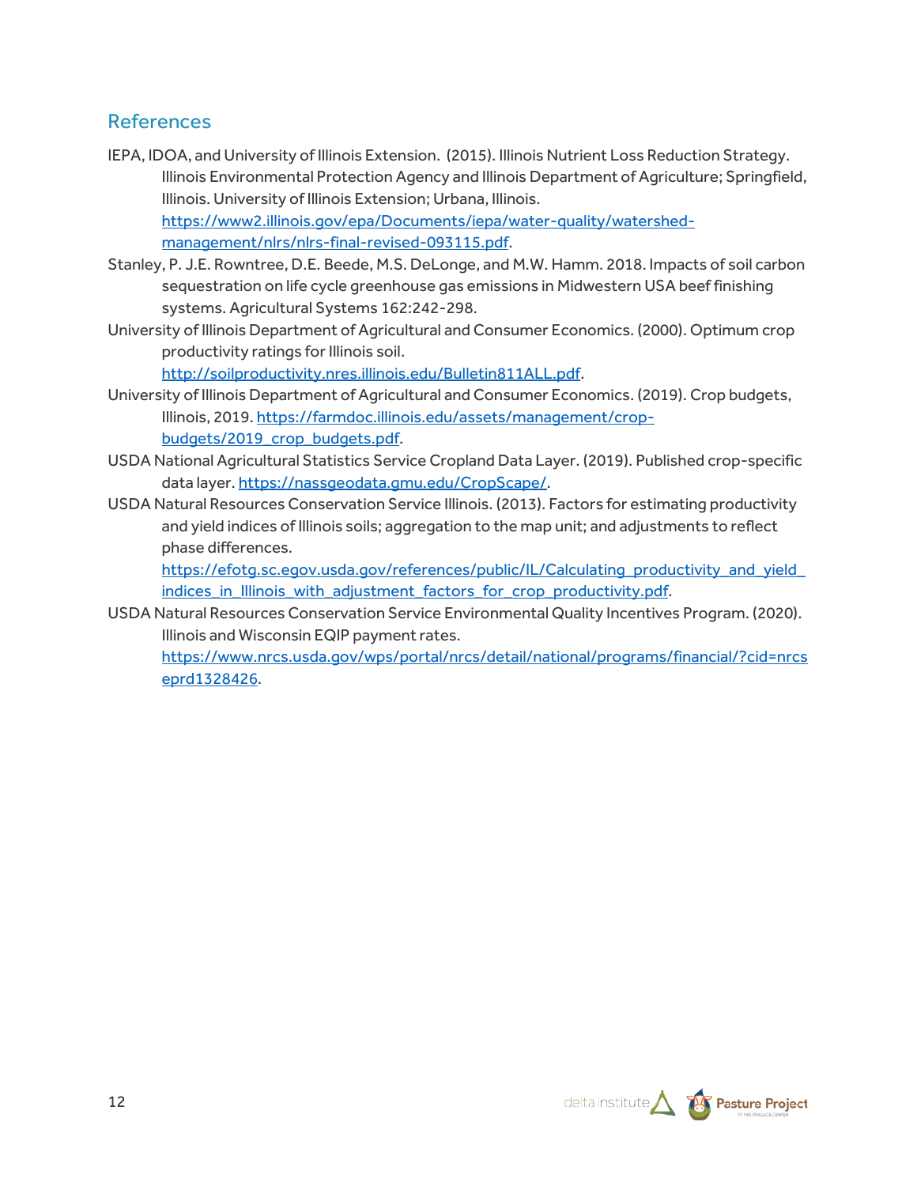## References

IEPA, IDOA, and University of Illinois Extension. (2015). Illinois Nutrient Loss Reduction Strategy. Illinois Environmental Protection Agency and Illinois Department of Agriculture; Springfield, Illinois. University of Illinois Extension; Urbana, Illinois. https://www2.illinois.gov/epa/Documents/iepa/water-quality/watershed-management/nlrs/nlrs-final-revised-093115.pdf.

Stanley, P. J.E. Rowntree, D.E. Beede, M.S. DeLonge, and M.W. Hamm. 2018. Impacts of soil carbon sequestration on life cycle greenhouse gas emissions in Midwestern USA beef finishing systems. Agricultural Systems 162:242-298.

University of Illinois Department of Agricultural and Consumer Economics. (2000). Optimum crop productivity ratings for Illinois soil. http://soilproductivity.nres.illinois.edu/Bulletin811ALL.pdf.

University of Illinois Department of Agricultural and Consumer Economics. (2019). Crop budgets, Illinois, 2019. https://farmdoc.illinois.edu/assets/management/crop-budgets/2019_crop_budgets.pdf.

USDA National Agricultural Statistics Service Cropland Data Layer. (2019). Published crop-specific data layer. https://nassgeodata.gmu.edu/CropScape/.

USDA Natural Resources Conservation Service Illinois. (2013). Factors for estimating productivity and yield indices of Illinois soils; aggregation to the map unit; and adjustments to reflect phase differences. https://efotg.sc.egov.usda.gov/references/public/IL/Calculating_productivity_and_yield_indices_in_Illinois_with_adjustment_factors_for_crop_productivity.pdf.

USDA Natural Resources Conservation Service Environmental Quality Incentives Program. (2020). Illinois and Wisconsin EQIP payment rates. https://www.nrcs.usda.gov/wps/portal/nrcs/detail/national/programs/financial/?cid=nrcseprd1328426.